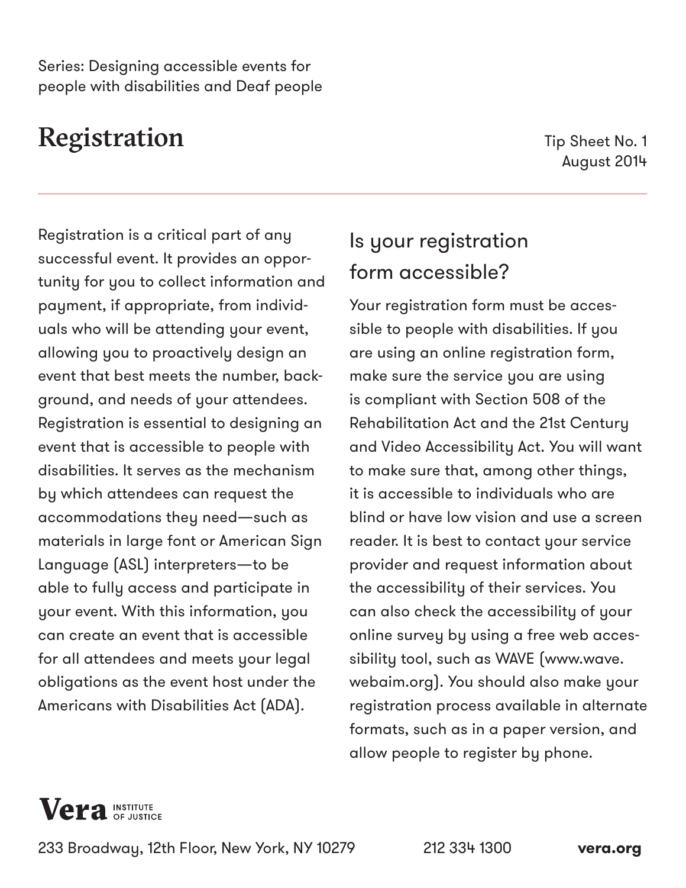Series: Designing accessible events for people with disabilities and Deaf people

# Registration

Tip Sheet No. 1
August 2014

Registration is a critical part of any successful event. It provides an opportunity for you to collect information and payment, if appropriate, from individuals who will be attending your event, allowing you to proactively design an event that best meets the number, background, and needs of your attendees. Registration is essential to designing an event that is accessible to people with disabilities. It serves as the mechanism by which attendees can request the accommodations they need—such as materials in large font or American Sign Language (ASL) interpreters—to be able to fully access and participate in your event. With this information, you can create an event that is accessible for all attendees and meets your legal obligations as the event host under the Americans with Disabilities Act (ADA).

## Is your registration form accessible?

Your registration form must be accessible to people with disabilities. If you are using an online registration form, make sure the service you are using is compliant with Section 508 of the Rehabilitation Act and the 21st Century and Video Accessibility Act. You will want to make sure that, among other things, it is accessible to individuals who are blind or have low vision and use a screen reader. It is best to contact your service provider and request information about the accessibility of their services. You can also check the accessibility of your online survey by using a free web accessibility tool, such as WAVE (www.wave.webaim.org). You should also make your registration process available in alternate formats, such as in a paper version, and allow people to register by phone.

**Vera** INSTITUTE OF JUSTICE

233 Broadway, 12th Floor, New York, NY 10279 212 334 1300 **vera.org**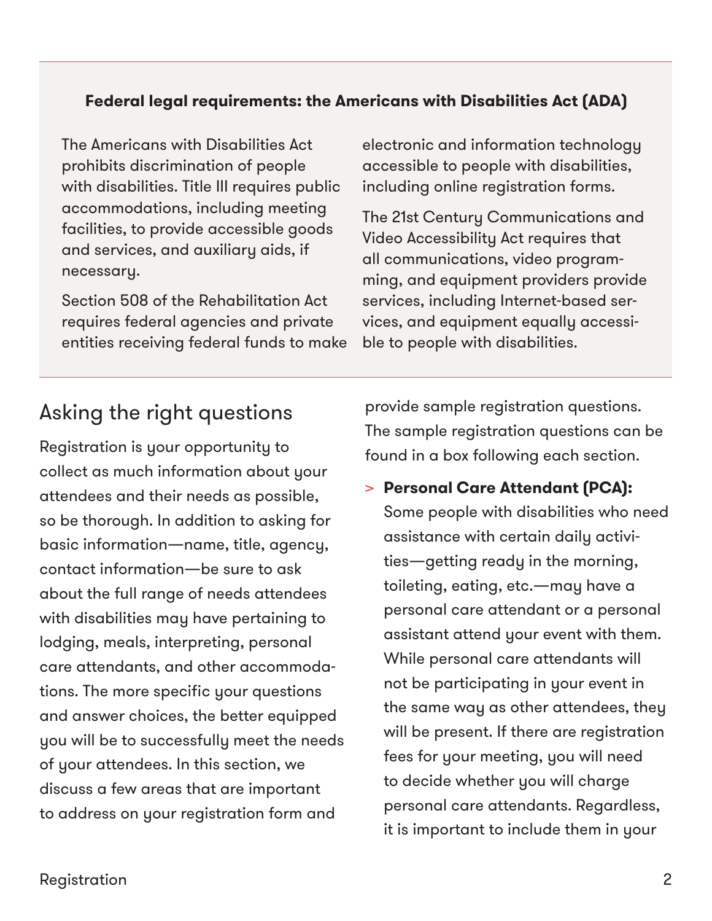**Federal legal requirements: the Americans with Disabilities Act (ADA)**

The Americans with Disabilities Act prohibits discrimination of people with disabilities. Title III requires public accommodations, including meeting facilities, to provide accessible goods and services, and auxiliary aids, if necessary.

Section 508 of the Rehabilitation Act requires federal agencies and private entities receiving federal funds to make electronic and information technology accessible to people with disabilities, including online registration forms.

The 21st Century Communications and Video Accessibility Act requires that all communications, video programming, and equipment providers provide services, including Internet-based services, and equipment equally accessible to people with disabilities.

## Asking the right questions

Registration is your opportunity to collect as much information about your attendees and their needs as possible, so be thorough. In addition to asking for basic information—name, title, agency, contact information—be sure to ask about the full range of needs attendees with disabilities may have pertaining to lodging, meals, interpreting, personal care attendants, and other accommodations. The more specific your questions and answer choices, the better equipped you will be to successfully meet the needs of your attendees. In this section, we discuss a few areas that are important to address on your registration form and provide sample registration questions. The sample registration questions can be found in a box following each section.

> **Personal Care Attendant (PCA):** Some people with disabilities who need assistance with certain daily activities—getting ready in the morning, toileting, eating, etc.—may have a personal care attendant or a personal assistant attend your event with them. While personal care attendants will not be participating in your event in the same way as other attendees, they will be present. If there are registration fees for your meeting, you will need to decide whether you will charge personal care attendants. Regardless, it is important to include them in your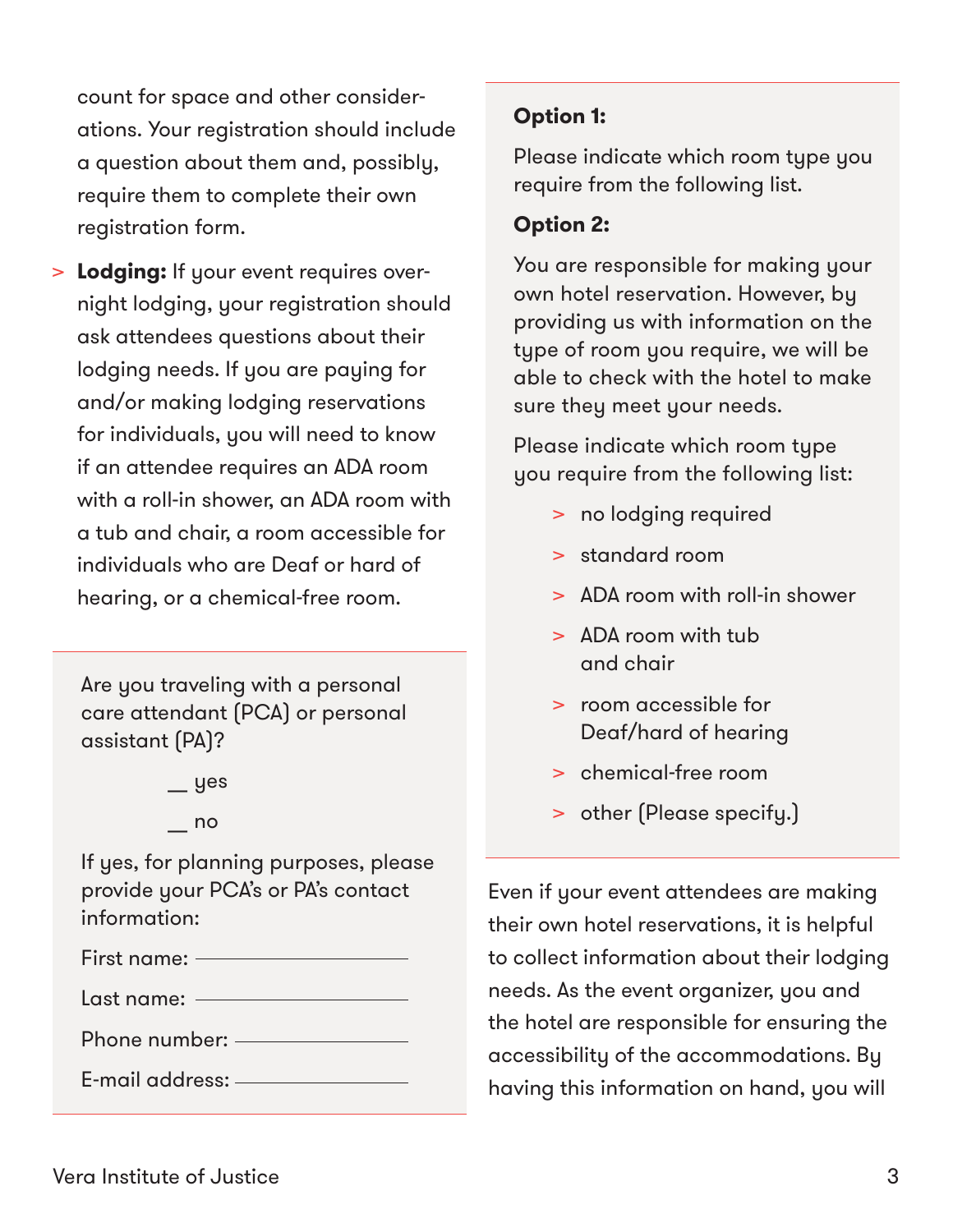count for space and other considerations. Your registration should include a question about them and, possibly, require them to complete their own registration form.

- **Lodging:** If your event requires overnight lodging, your registration should ask attendees questions about their lodging needs. If you are paying for and/or making lodging reservations for individuals, you will need to know if an attendee requires an ADA room with a roll-in shower, an ADA room with a tub and chair, a room accessible for individuals who are Deaf or hard of hearing, or a chemical-free room.

---

Are you traveling with a personal care attendant (PCA) or personal assistant (PA)?

__ yes

__ no

If yes, for planning purposes, please provide your PCA's or PA's contact information:

First name: ______________

Last name: ______________

Phone number: ______________

E-mail address: ______________

---

**Option 1:**

Please indicate which room type you require from the following list.

**Option 2:**

You are responsible for making your own hotel reservation. However, by providing us with information on the type of room you require, we will be able to check with the hotel to make sure they meet your needs.

Please indicate which room type you require from the following list:

- no lodging required
- standard room
- ADA room with roll-in shower
- ADA room with tub and chair
- room accessible for Deaf/hard of hearing
- chemical-free room
- other (Please specify.)

---

Even if your event attendees are making their own hotel reservations, it is helpful to collect information about their lodging needs. As the event organizer, you and the hotel are responsible for ensuring the accessibility of the accommodations. By having this information on hand, you will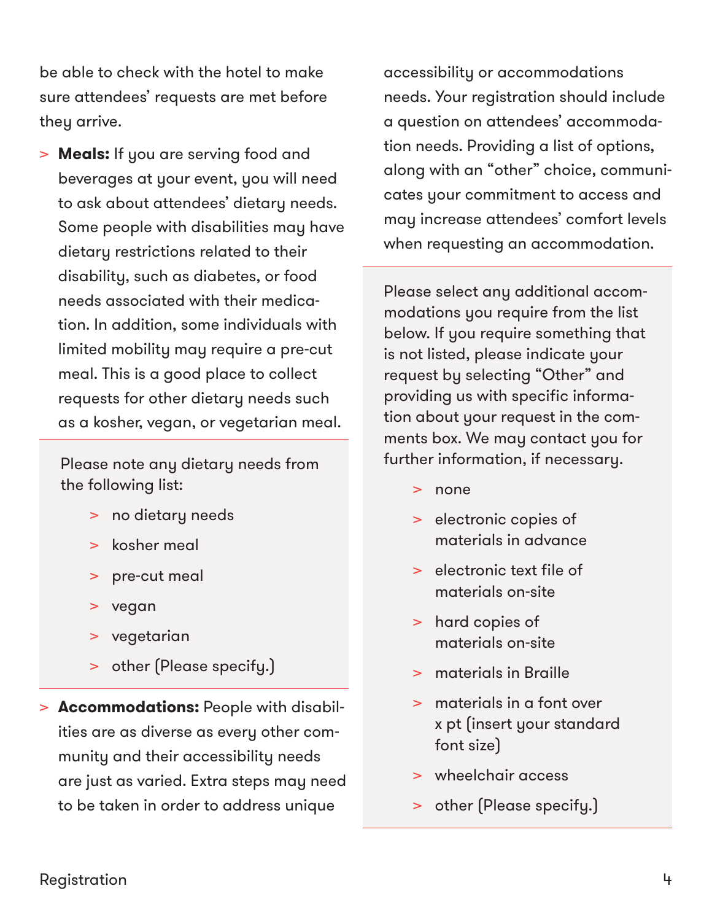be able to check with the hotel to make sure attendees' requests are met before they arrive.

- **Meals:** If you are serving food and beverages at your event, you will need to ask about attendees' dietary needs. Some people with disabilities may have dietary restrictions related to their disability, such as diabetes, or food needs associated with their medication. In addition, some individuals with limited mobility may require a pre-cut meal. This is a good place to collect requests for other dietary needs such as a kosher, vegan, or vegetarian meal.

> Please note any dietary needs from the following list:
>
> - no dietary needs
> - kosher meal
> - pre-cut meal
> - vegan
> - vegetarian
> - other (Please specify.)

- **Accommodations:** People with disabilities are as diverse as every other community and their accessibility needs are just as varied. Extra steps may need to be taken in order to address unique accessibility or accommodations needs. Your registration should include a question on attendees' accommodation needs. Providing a list of options, along with an "other" choice, communicates your commitment to access and may increase attendees' comfort levels when requesting an accommodation.

> Please select any additional accommodations you require from the list below. If you require something that is not listed, please indicate your request by selecting "Other" and providing us with specific information about your request in the comments box. We may contact you for further information, if necessary.
>
> - none
> - electronic copies of materials in advance
> - electronic text file of materials on-site
> - hard copies of materials on-site
> - materials in Braille
> - materials in a font over x pt (insert your standard font size)
> - wheelchair access
> - other (Please specify.)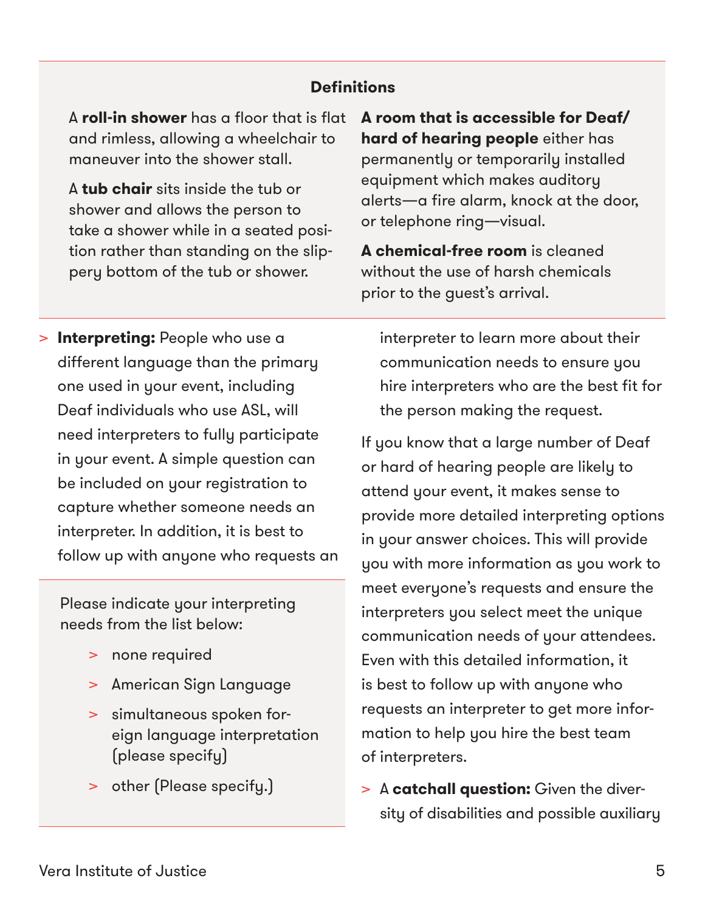### Definitions

A **roll-in shower** has a floor that is flat and rimless, allowing a wheelchair to maneuver into the shower stall.

A **tub chair** sits inside the tub or shower and allows the person to take a shower while in a seated position rather than standing on the slippery bottom of the tub or shower.

**A room that is accessible for Deaf/hard of hearing people** either has permanently or temporarily installed equipment which makes auditory alerts—a fire alarm, knock at the door, or telephone ring—visual.

**A chemical-free room** is cleaned without the use of harsh chemicals prior to the guest's arrival.

- **Interpreting:** People who use a different language than the primary one used in your event, including Deaf individuals who use ASL, will need interpreters to fully participate in your event. A simple question can be included on your registration to capture whether someone needs an interpreter. In addition, it is best to follow up with anyone who requests an interpreter to learn more about their communication needs to ensure you hire interpreters who are the best fit for the person making the request.

> Please indicate your interpreting needs from the list below:
>
> - none required
> - American Sign Language
> - simultaneous spoken foreign language interpretation (please specify)
> - other (Please specify.)

If you know that a large number of Deaf or hard of hearing people are likely to attend your event, it makes sense to provide more detailed interpreting options in your answer choices. This will provide you with more information as you work to meet everyone's requests and ensure the interpreters you select meet the unique communication needs of your attendees. Even with this detailed information, it is best to follow up with anyone who requests an interpreter to get more information to help you hire the best team of interpreters.

- A **catchall question:** Given the diversity of disabilities and possible auxiliary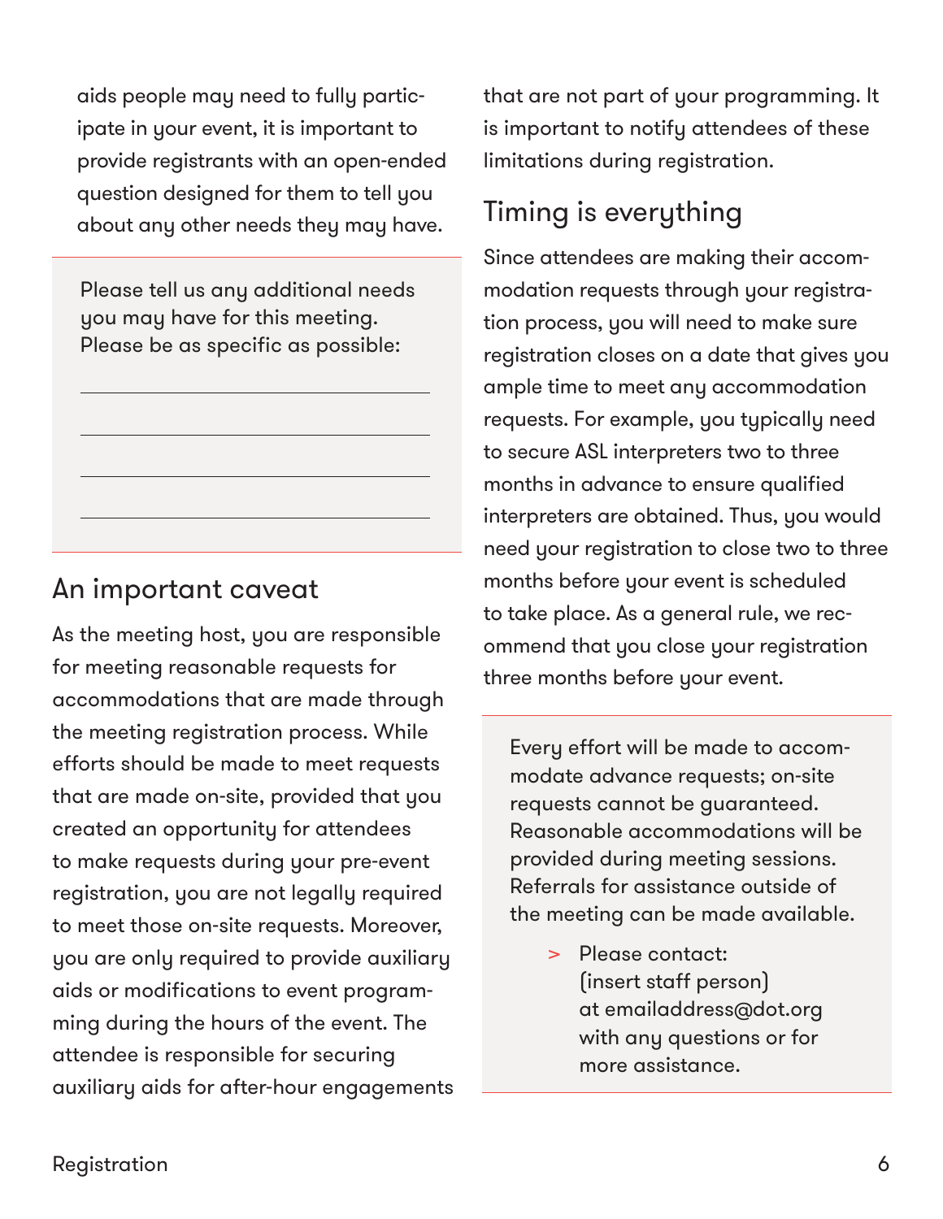aids people may need to fully participate in your event, it is important to provide registrants with an open-ended question designed for them to tell you about any other needs they may have.

> Please tell us any additional needs you may have for this meeting. Please be as specific as possible:
>
> \_\_\_\_\_\_\_\_\_\_\_\_\_\_\_\_\_\_\_\_\_\_\_\_\_\_\_\_\_\_\_\_\_\_\_\_
>
> \_\_\_\_\_\_\_\_\_\_\_\_\_\_\_\_\_\_\_\_\_\_\_\_\_\_\_\_\_\_\_\_\_\_\_\_
>
> \_\_\_\_\_\_\_\_\_\_\_\_\_\_\_\_\_\_\_\_\_\_\_\_\_\_\_\_\_\_\_\_\_\_\_\_
>
> \_\_\_\_\_\_\_\_\_\_\_\_\_\_\_\_\_\_\_\_\_\_\_\_\_\_\_\_\_\_\_\_\_\_\_\_

## An important caveat

As the meeting host, you are responsible for meeting reasonable requests for accommodations that are made through the meeting registration process. While efforts should be made to meet requests that are made on-site, provided that you created an opportunity for attendees to make requests during your pre-event registration, you are not legally required to meet those on-site requests. Moreover, you are only required to provide auxiliary aids or modifications to event programming during the hours of the event. The attendee is responsible for securing auxiliary aids for after-hour engagements that are not part of your programming. It is important to notify attendees of these limitations during registration.

## Timing is everything

Since attendees are making their accommodation requests through your registration process, you will need to make sure registration closes on a date that gives you ample time to meet any accommodation requests. For example, you typically need to secure ASL interpreters two to three months in advance to ensure qualified interpreters are obtained. Thus, you would need your registration to close two to three months before your event is scheduled to take place. As a general rule, we recommend that you close your registration three months before your event.

> Every effort will be made to accommodate advance requests; on-site requests cannot be guaranteed. Reasonable accommodations will be provided during meeting sessions. Referrals for assistance outside of the meeting can be made available.
>
> > Please contact: (insert staff person) at emailaddress@dot.org with any questions or for more assistance.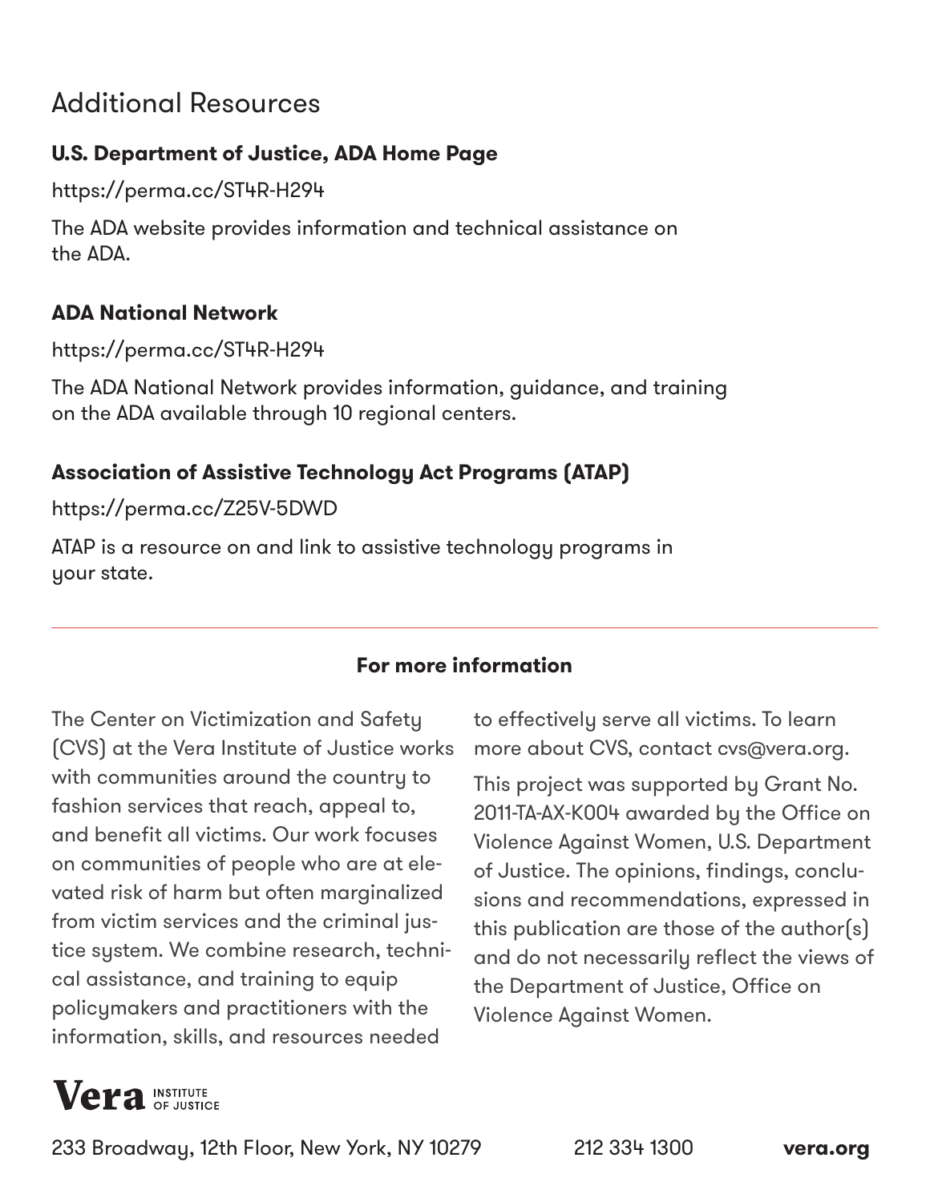## Additional Resources

### U.S. Department of Justice, ADA Home Page

https://perma.cc/ST4R-H294

The ADA website provides information and technical assistance on the ADA.

### ADA National Network

https://perma.cc/ST4R-H294

The ADA National Network provides information, guidance, and training on the ADA available through 10 regional centers.

### Association of Assistive Technology Act Programs (ATAP)

https://perma.cc/Z25V-5DWD

ATAP is a resource on and link to assistive technology programs in your state.

---

**For more information**

The Center on Victimization and Safety (CVS) at the Vera Institute of Justice works with communities around the country to fashion services that reach, appeal to, and benefit all victims. Our work focuses on communities of people who are at elevated risk of harm but often marginalized from victim services and the criminal justice system. We combine research, technical assistance, and training to equip policymakers and practitioners with the information, skills, and resources needed to effectively serve all victims. To learn more about CVS, contact cvs@vera.org.

This project was supported by Grant No. 2011-TA-AX-K004 awarded by the Office on Violence Against Women, U.S. Department of Justice. The opinions, findings, conclusions and recommendations, expressed in this publication are those of the author(s) and do not necessarily reflect the views of the Department of Justice, Office on Violence Against Women.

**Vera** INSTITUTE OF JUSTICE

233 Broadway, 12th Floor, New York, NY 10279 212 334 1300 **vera.org**